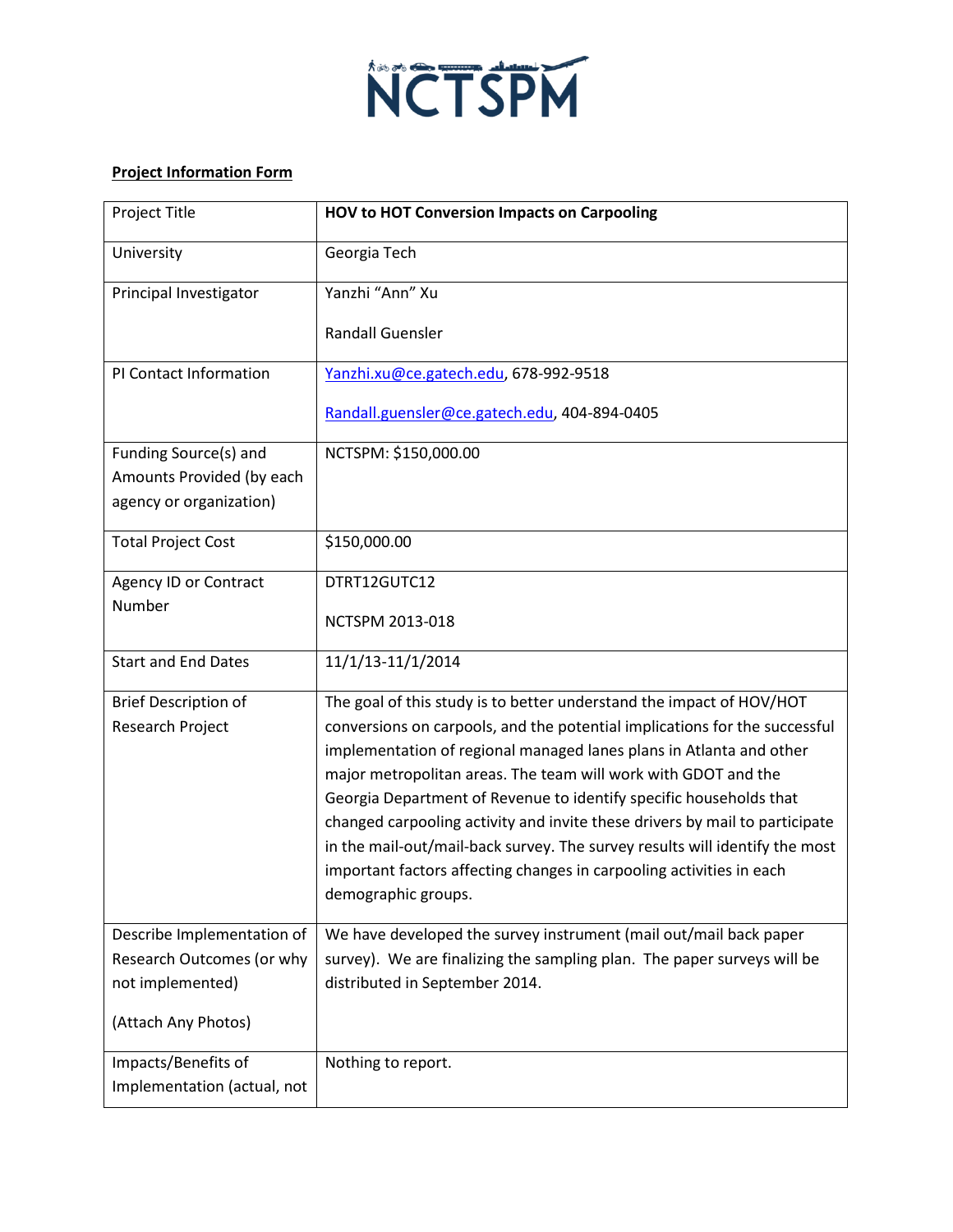NCTSPM

**Project Information Form**

| Project Title | **HOV to HOT Conversion Impacts on Carpooling** |
|---|---|
| University | Georgia Tech |
| Principal Investigator | Yanzhi "Ann" Xu<br><br>Randall Guensler |
| PI Contact Information | Yanzhi.xu@ce.gatech.edu, 678-992-9518<br><br>Randall.guensler@ce.gatech.edu, 404-894-0405 |
| Funding Source(s) and Amounts Provided (by each agency or organization) | NCTSPM: $150,000.00 |
| Total Project Cost | $150,000.00 |
| Agency ID or Contract Number | DTRT12GUTC12<br><br>NCTSPM 2013-018 |
| Start and End Dates | 11/1/13-11/1/2014 |
| Brief Description of Research Project | The goal of this study is to better understand the impact of HOV/HOT conversions on carpools, and the potential implications for the successful implementation of regional managed lanes plans in Atlanta and other major metropolitan areas. The team will work with GDOT and the Georgia Department of Revenue to identify specific households that changed carpooling activity and invite these drivers by mail to participate in the mail-out/mail-back survey. The survey results will identify the most important factors affecting changes in carpooling activities in each demographic groups. |
| Describe Implementation of Research Outcomes (or why not implemented)<br><br>(Attach Any Photos) | We have developed the survey instrument (mail out/mail back paper survey). We are finalizing the sampling plan. The paper surveys will be distributed in September 2014. |
| Impacts/Benefits of Implementation (actual, not | Nothing to report. |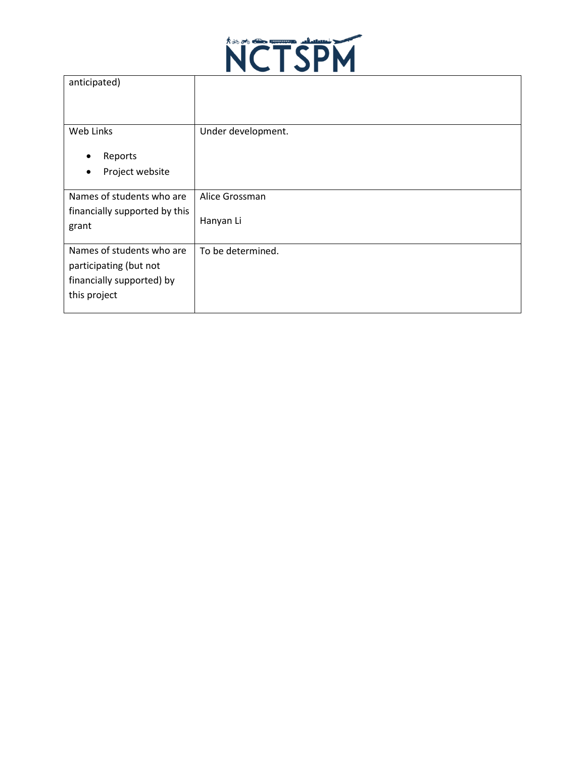| | |
|---|---|
| anticipated) | |
| Web Links<br><br>• Reports<br>• Project website | Under development. |
| Names of students who are financially supported by this grant | Alice Grossman<br><br>Hanyan Li |
| Names of students who are participating (but not financially supported) by this project | To be determined. |